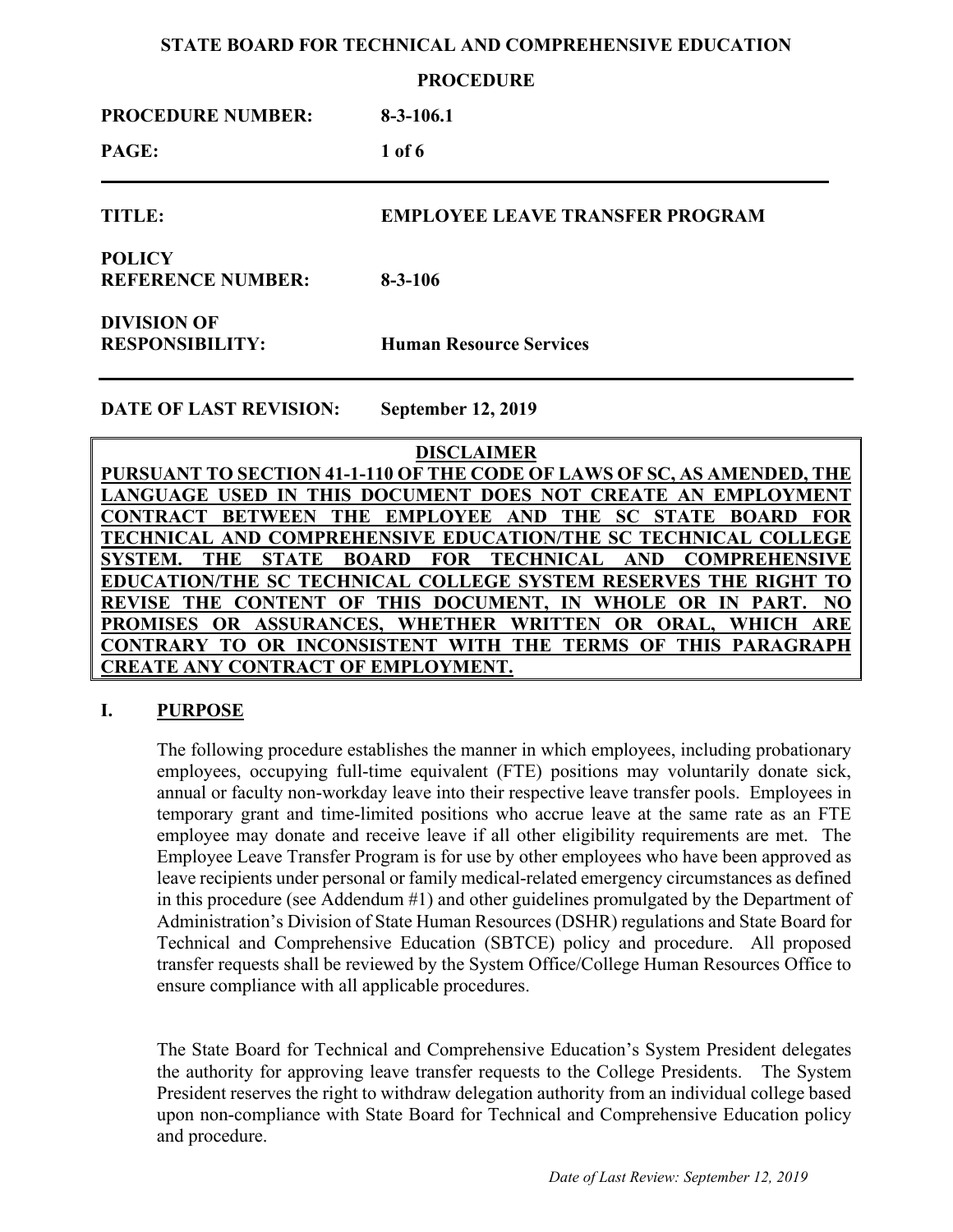**STATE BOARD FOR TECHNICAL AND COMPREHENSIVE EDUCATION**

**PROCEDURE**

| | |
|---|---|
| **PROCEDURE NUMBER:** | **8-3-106.1** |
| **PAGE:** | **1 of 6** |
| **TITLE:** | **EMPLOYEE LEAVE TRANSFER PROGRAM** |
| **POLICY REFERENCE NUMBER:** | **8-3-106** |
| **DIVISION OF RESPONSIBILITY:** | **Human Resource Services** |
| **DATE OF LAST REVISION:** | **September 12, 2019** |

**DISCLAIMER**

**PURSUANT TO SECTION 41-1-110 OF THE CODE OF LAWS OF SC, AS AMENDED, THE LANGUAGE USED IN THIS DOCUMENT DOES NOT CREATE AN EMPLOYMENT CONTRACT BETWEEN THE EMPLOYEE AND THE SC STATE BOARD FOR TECHNICAL AND COMPREHENSIVE EDUCATION/THE SC TECHNICAL COLLEGE SYSTEM. THE STATE BOARD FOR TECHNICAL AND COMPREHENSIVE EDUCATION/THE SC TECHNICAL COLLEGE SYSTEM RESERVES THE RIGHT TO REVISE THE CONTENT OF THIS DOCUMENT, IN WHOLE OR IN PART. NO PROMISES OR ASSURANCES, WHETHER WRITTEN OR ORAL, WHICH ARE CONTRARY TO OR INCONSISTENT WITH THE TERMS OF THIS PARAGRAPH CREATE ANY CONTRACT OF EMPLOYMENT.**

## I. PURPOSE

The following procedure establishes the manner in which employees, including probationary employees, occupying full-time equivalent (FTE) positions may voluntarily donate sick, annual or faculty non-workday leave into their respective leave transfer pools. Employees in temporary grant and time-limited positions who accrue leave at the same rate as an FTE employee may donate and receive leave if all other eligibility requirements are met. The Employee Leave Transfer Program is for use by other employees who have been approved as leave recipients under personal or family medical-related emergency circumstances as defined in this procedure (see Addendum #1) and other guidelines promulgated by the Department of Administration's Division of State Human Resources (DSHR) regulations and State Board for Technical and Comprehensive Education (SBTCE) policy and procedure. All proposed transfer requests shall be reviewed by the System Office/College Human Resources Office to ensure compliance with all applicable procedures.

The State Board for Technical and Comprehensive Education's System President delegates the authority for approving leave transfer requests to the College Presidents. The System President reserves the right to withdraw delegation authority from an individual college based upon non-compliance with State Board for Technical and Comprehensive Education policy and procedure.

*Date of Last Review: September 12, 2019*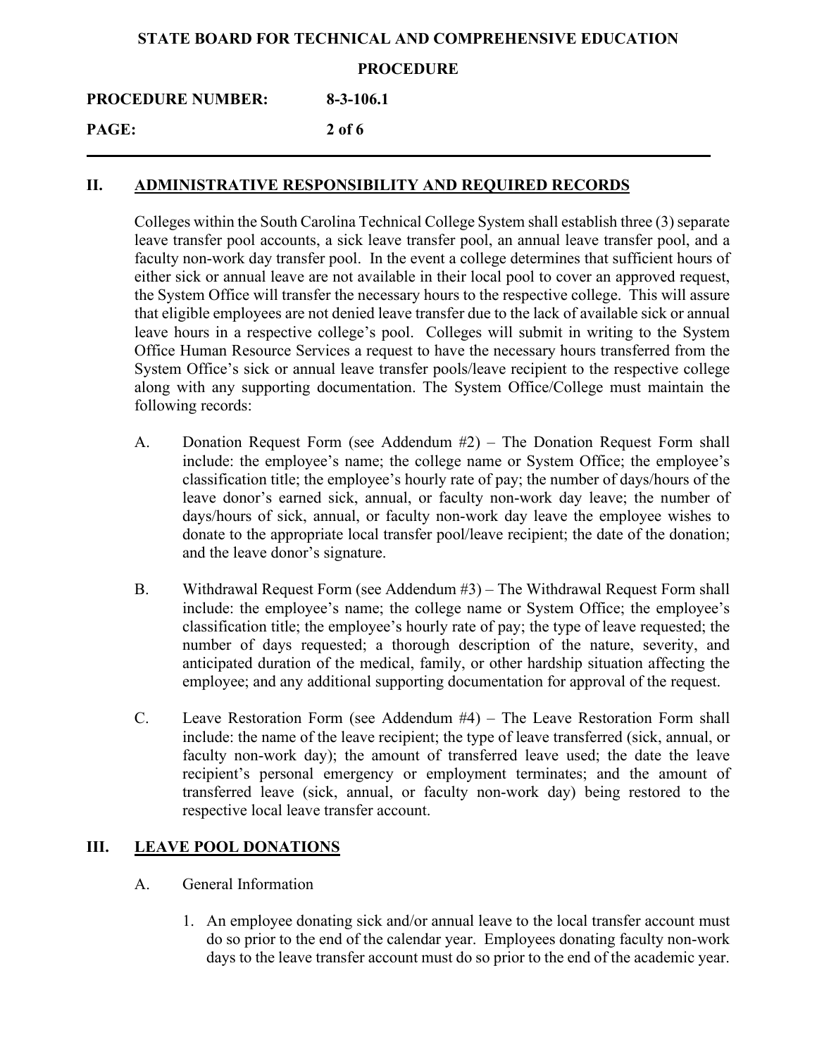## II. ADMINISTRATIVE RESPONSIBILITY AND REQUIRED RECORDS

Colleges within the South Carolina Technical College System shall establish three (3) separate leave transfer pool accounts, a sick leave transfer pool, an annual leave transfer pool, and a faculty non-work day transfer pool. In the event a college determines that sufficient hours of either sick or annual leave are not available in their local pool to cover an approved request, the System Office will transfer the necessary hours to the respective college. This will assure that eligible employees are not denied leave transfer due to the lack of available sick or annual leave hours in a respective college's pool. Colleges will submit in writing to the System Office Human Resource Services a request to have the necessary hours transferred from the System Office's sick or annual leave transfer pools/leave recipient to the respective college along with any supporting documentation. The System Office/College must maintain the following records:

A. Donation Request Form (see Addendum #2) – The Donation Request Form shall include: the employee's name; the college name or System Office; the employee's classification title; the employee's hourly rate of pay; the number of days/hours of the leave donor's earned sick, annual, or faculty non-work day leave; the number of days/hours of sick, annual, or faculty non-work day leave the employee wishes to donate to the appropriate local transfer pool/leave recipient; the date of the donation; and the leave donor's signature.

B. Withdrawal Request Form (see Addendum #3) – The Withdrawal Request Form shall include: the employee's name; the college name or System Office; the employee's classification title; the employee's hourly rate of pay; the type of leave requested; the number of days requested; a thorough description of the nature, severity, and anticipated duration of the medical, family, or other hardship situation affecting the employee; and any additional supporting documentation for approval of the request.

C. Leave Restoration Form (see Addendum #4) – The Leave Restoration Form shall include: the name of the leave recipient; the type of leave transferred (sick, annual, or faculty non-work day); the amount of transferred leave used; the date the leave recipient's personal emergency or employment terminates; and the amount of transferred leave (sick, annual, or faculty non-work day) being restored to the respective local leave transfer account.

## III. LEAVE POOL DONATIONS

A. General Information

1. An employee donating sick and/or annual leave to the local transfer account must do so prior to the end of the calendar year. Employees donating faculty non-work days to the leave transfer account must do so prior to the end of the academic year.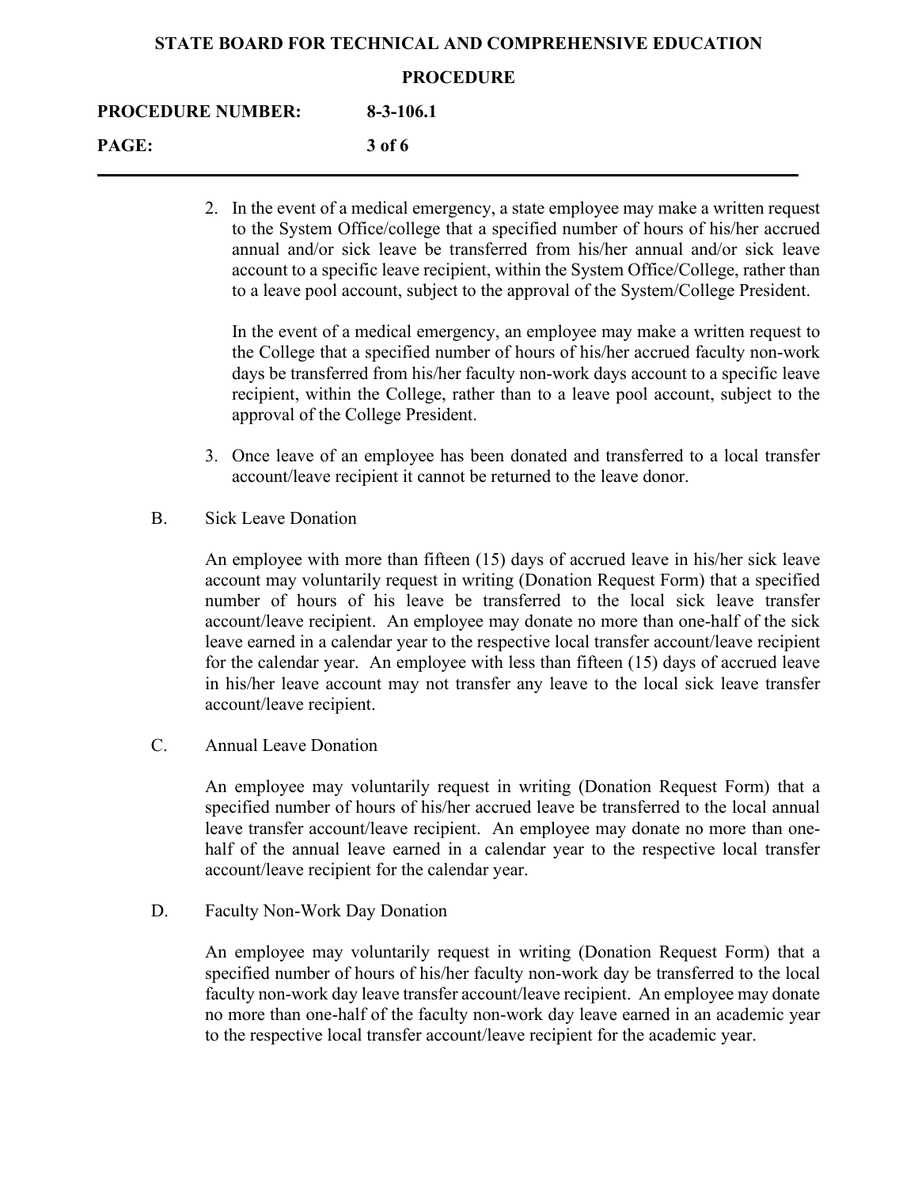2. In the event of a medical emergency, a state employee may make a written request to the System Office/college that a specified number of hours of his/her accrued annual and/or sick leave be transferred from his/her annual and/or sick leave account to a specific leave recipient, within the System Office/College, rather than to a leave pool account, subject to the approval of the System/College President.

   In the event of a medical emergency, an employee may make a written request to the College that a specified number of hours of his/her accrued faculty non-work days be transferred from his/her faculty non-work days account to a specific leave recipient, within the College, rather than to a leave pool account, subject to the approval of the College President.

3. Once leave of an employee has been donated and transferred to a local transfer account/leave recipient it cannot be returned to the leave donor.

B. Sick Leave Donation

An employee with more than fifteen (15) days of accrued leave in his/her sick leave account may voluntarily request in writing (Donation Request Form) that a specified number of hours of his leave be transferred to the local sick leave transfer account/leave recipient. An employee may donate no more than one-half of the sick leave earned in a calendar year to the respective local transfer account/leave recipient for the calendar year. An employee with less than fifteen (15) days of accrued leave in his/her leave account may not transfer any leave to the local sick leave transfer account/leave recipient.

C. Annual Leave Donation

An employee may voluntarily request in writing (Donation Request Form) that a specified number of hours of his/her accrued leave be transferred to the local annual leave transfer account/leave recipient. An employee may donate no more than one-half of the annual leave earned in a calendar year to the respective local transfer account/leave recipient for the calendar year.

D. Faculty Non-Work Day Donation

An employee may voluntarily request in writing (Donation Request Form) that a specified number of hours of his/her faculty non-work day be transferred to the local faculty non-work day leave transfer account/leave recipient. An employee may donate no more than one-half of the faculty non-work day leave earned in an academic year to the respective local transfer account/leave recipient for the academic year.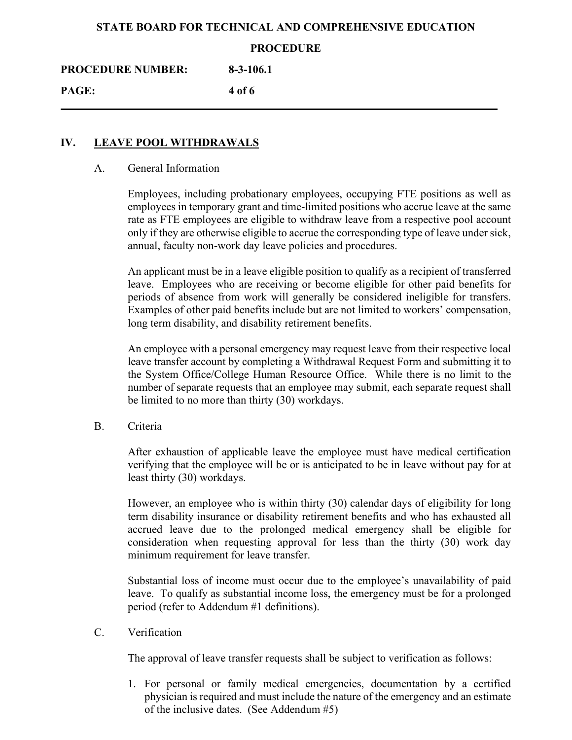## IV. LEAVE POOL WITHDRAWALS

### A. General Information

Employees, including probationary employees, occupying FTE positions as well as employees in temporary grant and time-limited positions who accrue leave at the same rate as FTE employees are eligible to withdraw leave from a respective pool account only if they are otherwise eligible to accrue the corresponding type of leave under sick, annual, faculty non-work day leave policies and procedures.

An applicant must be in a leave eligible position to qualify as a recipient of transferred leave. Employees who are receiving or become eligible for other paid benefits for periods of absence from work will generally be considered ineligible for transfers. Examples of other paid benefits include but are not limited to workers' compensation, long term disability, and disability retirement benefits.

An employee with a personal emergency may request leave from their respective local leave transfer account by completing a Withdrawal Request Form and submitting it to the System Office/College Human Resource Office. While there is no limit to the number of separate requests that an employee may submit, each separate request shall be limited to no more than thirty (30) workdays.

### B. Criteria

After exhaustion of applicable leave the employee must have medical certification verifying that the employee will be or is anticipated to be in leave without pay for at least thirty (30) workdays.

However, an employee who is within thirty (30) calendar days of eligibility for long term disability insurance or disability retirement benefits and who has exhausted all accrued leave due to the prolonged medical emergency shall be eligible for consideration when requesting approval for less than the thirty (30) work day minimum requirement for leave transfer.

Substantial loss of income must occur due to the employee's unavailability of paid leave. To qualify as substantial income loss, the emergency must be for a prolonged period (refer to Addendum #1 definitions).

### C. Verification

The approval of leave transfer requests shall be subject to verification as follows:

1. For personal or family medical emergencies, documentation by a certified physician is required and must include the nature of the emergency and an estimate of the inclusive dates. (See Addendum #5)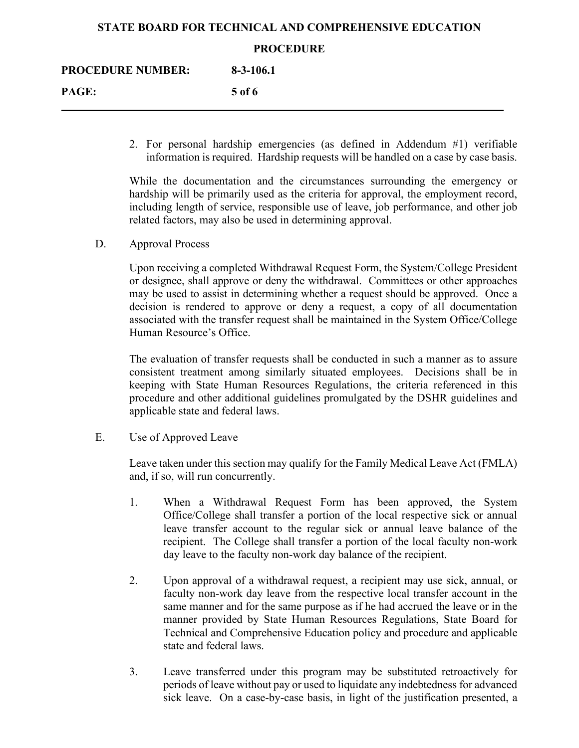2. For personal hardship emergencies (as defined in Addendum #1) verifiable information is required. Hardship requests will be handled on a case by case basis.

While the documentation and the circumstances surrounding the emergency or hardship will be primarily used as the criteria for approval, the employment record, including length of service, responsible use of leave, job performance, and other job related factors, may also be used in determining approval.

D. Approval Process

Upon receiving a completed Withdrawal Request Form, the System/College President or designee, shall approve or deny the withdrawal. Committees or other approaches may be used to assist in determining whether a request should be approved. Once a decision is rendered to approve or deny a request, a copy of all documentation associated with the transfer request shall be maintained in the System Office/College Human Resource's Office.

The evaluation of transfer requests shall be conducted in such a manner as to assure consistent treatment among similarly situated employees. Decisions shall be in keeping with State Human Resources Regulations, the criteria referenced in this procedure and other additional guidelines promulgated by the DSHR guidelines and applicable state and federal laws.

E. Use of Approved Leave

Leave taken under this section may qualify for the Family Medical Leave Act (FMLA) and, if so, will run concurrently.

1. When a Withdrawal Request Form has been approved, the System Office/College shall transfer a portion of the local respective sick or annual leave transfer account to the regular sick or annual leave balance of the recipient. The College shall transfer a portion of the local faculty non-work day leave to the faculty non-work day balance of the recipient.

2. Upon approval of a withdrawal request, a recipient may use sick, annual, or faculty non-work day leave from the respective local transfer account in the same manner and for the same purpose as if he had accrued the leave or in the manner provided by State Human Resources Regulations, State Board for Technical and Comprehensive Education policy and procedure and applicable state and federal laws.

3. Leave transferred under this program may be substituted retroactively for periods of leave without pay or used to liquidate any indebtedness for advanced sick leave. On a case-by-case basis, in light of the justification presented, a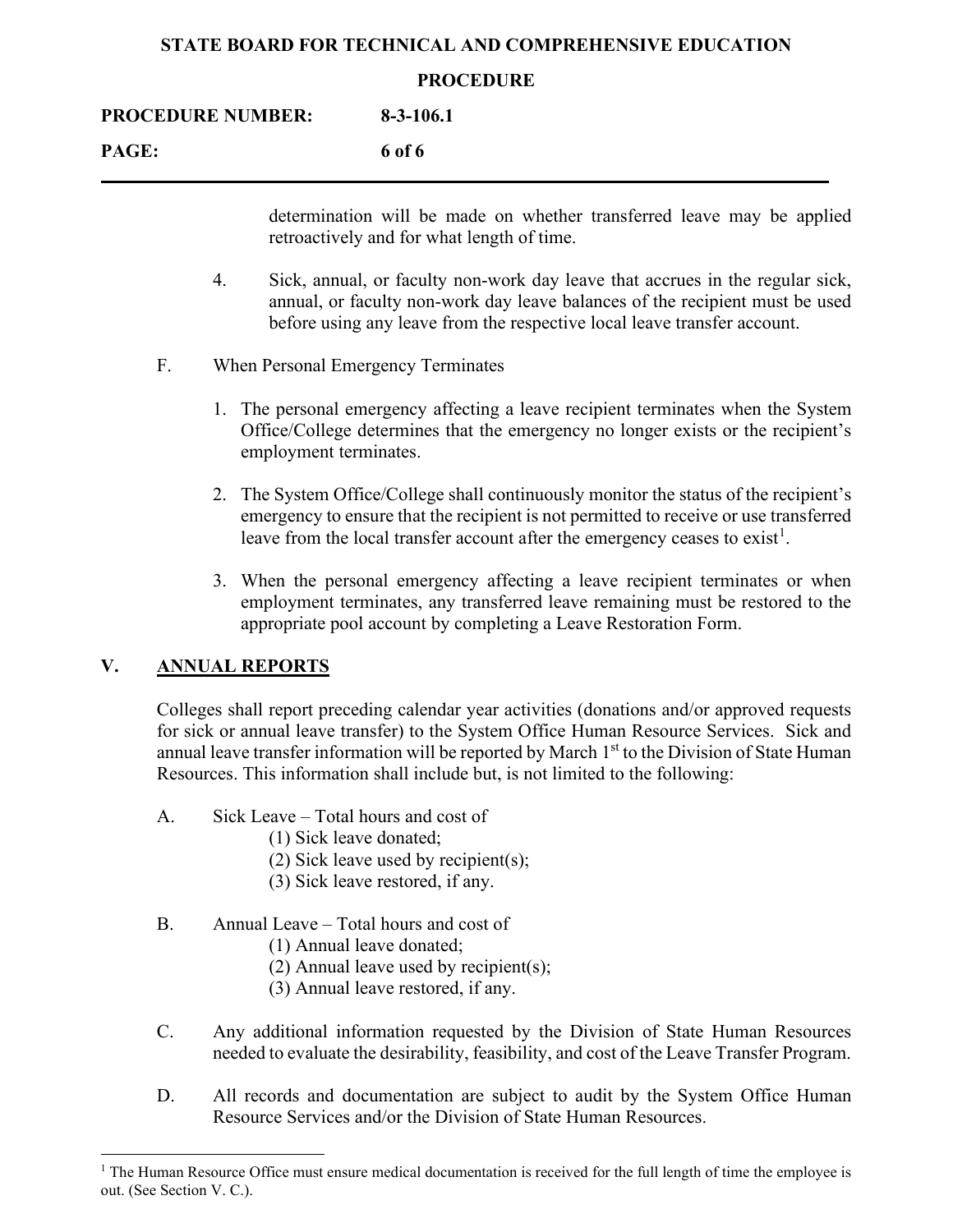determination will be made on whether transferred leave may be applied retroactively and for what length of time.

4. Sick, annual, or faculty non-work day leave that accrues in the regular sick, annual, or faculty non-work day leave balances of the recipient must be used before using any leave from the respective local leave transfer account.

F. When Personal Emergency Terminates

1. The personal emergency affecting a leave recipient terminates when the System Office/College determines that the emergency no longer exists or the recipient's employment terminates.

2. The System Office/College shall continuously monitor the status of the recipient's emergency to ensure that the recipient is not permitted to receive or use transferred leave from the local transfer account after the emergency ceases to exist[1].

3. When the personal emergency affecting a leave recipient terminates or when employment terminates, any transferred leave remaining must be restored to the appropriate pool account by completing a Leave Restoration Form.

## V. ANNUAL REPORTS

Colleges shall report preceding calendar year activities (donations and/or approved requests for sick or annual leave transfer) to the System Office Human Resource Services. Sick and annual leave transfer information will be reported by March 1st to the Division of State Human Resources. This information shall include but, is not limited to the following:

A. Sick Leave – Total hours and cost of
   (1) Sick leave donated;
   (2) Sick leave used by recipient(s);
   (3) Sick leave restored, if any.

B. Annual Leave – Total hours and cost of
   (1) Annual leave donated;
   (2) Annual leave used by recipient(s);
   (3) Annual leave restored, if any.

C. Any additional information requested by the Division of State Human Resources needed to evaluate the desirability, feasibility, and cost of the Leave Transfer Program.

D. All records and documentation are subject to audit by the System Office Human Resource Services and/or the Division of State Human Resources.

---

[1] The Human Resource Office must ensure medical documentation is received for the full length of time the employee is out. (See Section V. C.).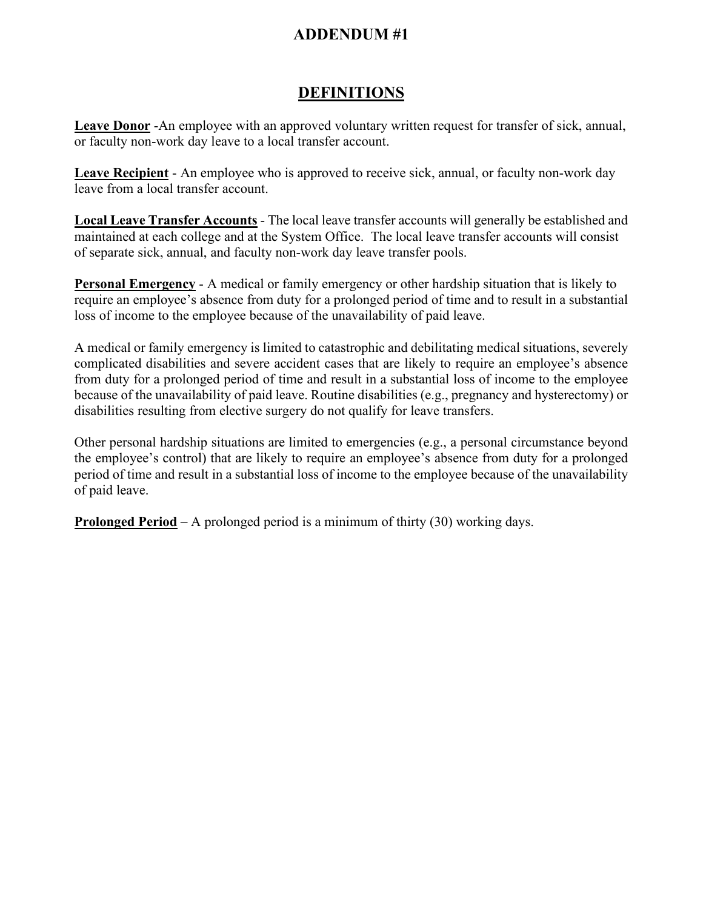# ADDENDUM #1

## DEFINITIONS

**Leave Donor** -An employee with an approved voluntary written request for transfer of sick, annual, or faculty non-work day leave to a local transfer account.

**Leave Recipient** - An employee who is approved to receive sick, annual, or faculty non-work day leave from a local transfer account.

**Local Leave Transfer Accounts** - The local leave transfer accounts will generally be established and maintained at each college and at the System Office. The local leave transfer accounts will consist of separate sick, annual, and faculty non-work day leave transfer pools.

**Personal Emergency** - A medical or family emergency or other hardship situation that is likely to require an employee's absence from duty for a prolonged period of time and to result in a substantial loss of income to the employee because of the unavailability of paid leave.

A medical or family emergency is limited to catastrophic and debilitating medical situations, severely complicated disabilities and severe accident cases that are likely to require an employee's absence from duty for a prolonged period of time and result in a substantial loss of income to the employee because of the unavailability of paid leave. Routine disabilities (e.g., pregnancy and hysterectomy) or disabilities resulting from elective surgery do not qualify for leave transfers.

Other personal hardship situations are limited to emergencies (e.g., a personal circumstance beyond the employee's control) that are likely to require an employee's absence from duty for a prolonged period of time and result in a substantial loss of income to the employee because of the unavailability of paid leave.

**Prolonged Period** – A prolonged period is a minimum of thirty (30) working days.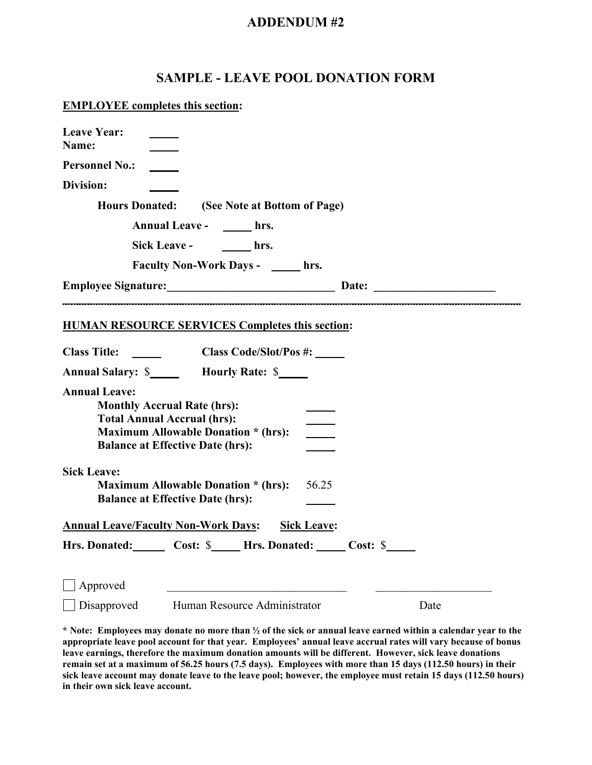# ADDENDUM #2

## SAMPLE - LEAVE POOL DONATION FORM

**EMPLOYEE completes this section:**

**Leave Year:** _____
**Name:** _____

**Personnel No.:** _____

**Division:** _____

**Hours Donated:** **(See Note at Bottom of Page)**

**Annual Leave -** _____ **hrs.**

**Sick Leave -** _____ **hrs.**

**Faculty Non-Work Days -** _____ **hrs.**

**Employee Signature:**_____________________________ **Date:** ____________________

---

**HUMAN RESOURCE SERVICES Completes this section:**

**Class Title:** _____ **Class Code/Slot/Pos #:** _____

**Annual Salary:** $_____ **Hourly Rate:** $_____

**Annual Leave:**

**Monthly Accrual Rate (hrs):** _____
**Total Annual Accrual (hrs):** _____
**Maximum Allowable Donation * (hrs):** _____
**Balance at Effective Date (hrs):** _____

**Sick Leave:**

**Maximum Allowable Donation * (hrs):** 56.25
**Balance at Effective Date (hrs):** _____

**Annual Leave/Faculty Non-Work Days:** **Sick Leave:**

**Hrs. Donated:**_____ **Cost:** $_____ **Hrs. Donated:** _____ **Cost:** $_____

☐ Approved _______________________________ ____________________

☐ Disapproved Human Resource Administrator Date

**\* Note: Employees may donate no more than ½ of the sick or annual leave earned within a calendar year to the appropriate leave pool account for that year. Employees' annual leave accrual rates will vary because of bonus leave earnings, therefore the maximum donation amounts will be different. However, sick leave donations remain set at a maximum of 56.25 hours (7.5 days). Employees with more than 15 days (112.50 hours) in their sick leave account may donate leave to the leave pool; however, the employee must retain 15 days (112.50 hours) in their own sick leave account.**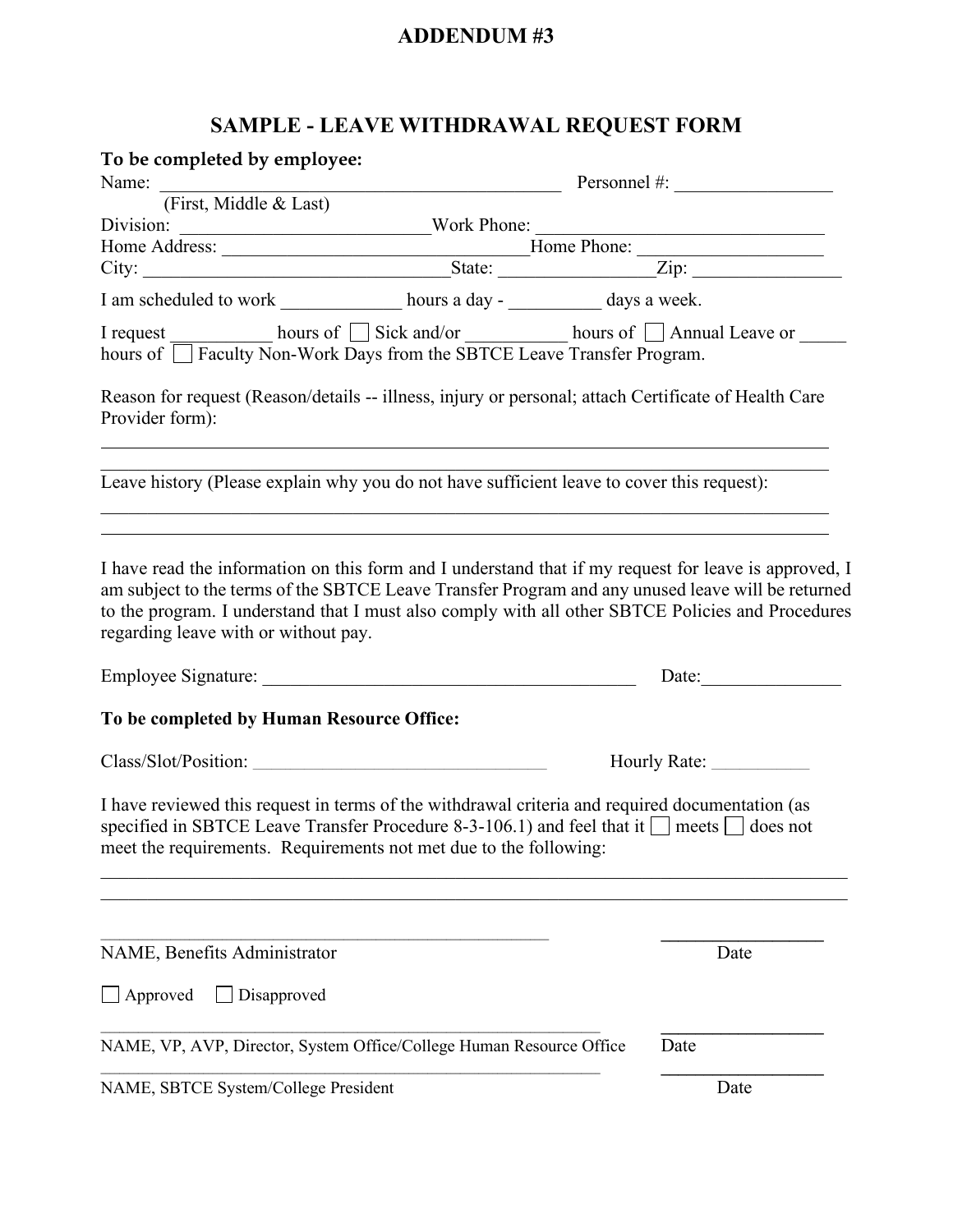# ADDENDUM #3

## SAMPLE - LEAVE WITHDRAWAL REQUEST FORM

**To be completed by employee:**

Name: ____________________________________________ Personnel #: ________________
(First, Middle & Last)

Division: __________________________Work Phone: ______________________________

Home Address: ______________________________Home Phone: ___________________

City: ______________________________State: ________________Zip: _______________

I am scheduled to work _____________ hours a day - __________ days a week.

I request ___________ hours of ☐ Sick and/or ___________ hours of ☐ Annual Leave or _____ hours of ☐ Faculty Non-Work Days from the SBTCE Leave Transfer Program.

Reason for request (Reason/details -- illness, injury or personal; attach Certificate of Health Care Provider form):

_______________________________________________________________________________

_______________________________________________________________________________

Leave history (Please explain why you do not have sufficient leave to cover this request):

_______________________________________________________________________________

_______________________________________________________________________________

I have read the information on this form and I understand that if my request for leave is approved, I am subject to the terms of the SBTCE Leave Transfer Program and any unused leave will be returned to the program. I understand that I must also comply with all other SBTCE Policies and Procedures regarding leave with or without pay.

Employee Signature: ________________________________________ Date:_______________

**To be completed by Human Resource Office:**

Class/Slot/Position: _________________________________ Hourly Rate: ___________

I have reviewed this request in terms of the withdrawal criteria and required documentation (as specified in SBTCE Leave Transfer Procedure 8-3-106.1) and feel that it ☐ meets ☐ does not meet the requirements. Requirements not met due to the following:

_______________________________________________________________________________

_______________________________________________________________________________

_________________________________________________ _________________

NAME, Benefits Administrator Date

☐ Approved ☐ Disapproved

_________________________________________________ _________________

NAME, VP, AVP, Director, System Office/College Human Resource Office Date

_________________________________________________ _________________

NAME, SBTCE System/College President Date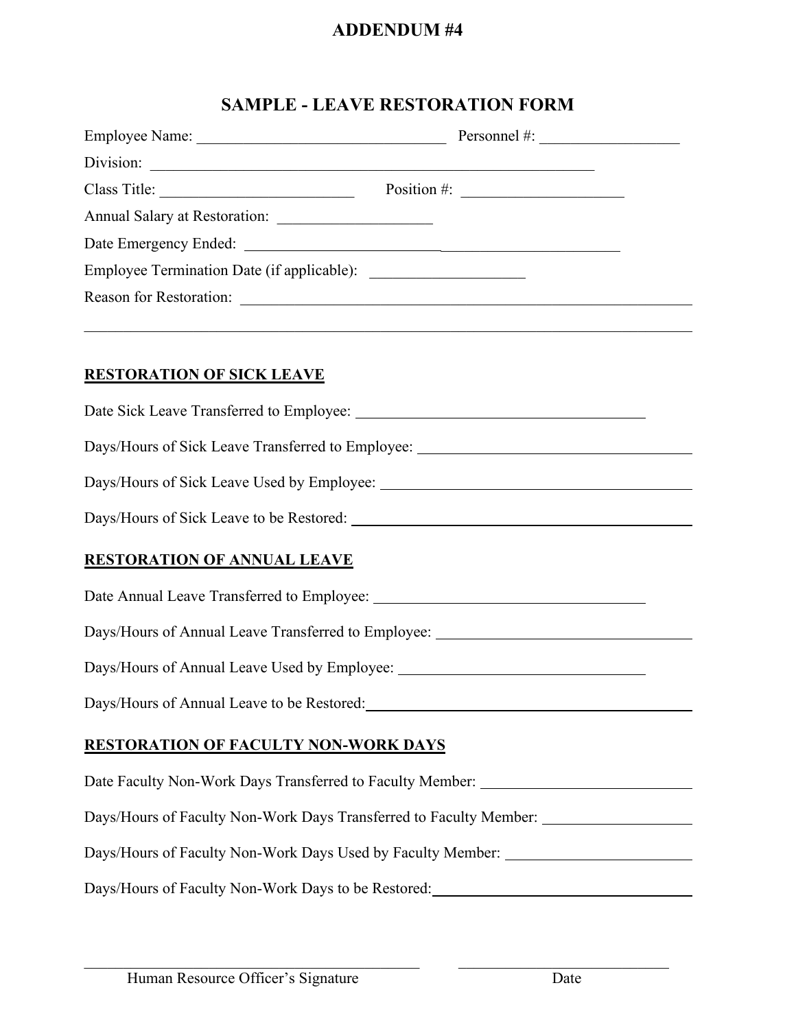# ADDENDUM #4

## SAMPLE - LEAVE RESTORATION FORM

Employee Name: ________________________________ Personnel #: ________________

Division: ____________________________________________________________

Class Title: ________________________ Position #: ____________________

Annual Salary at Restoration: ___________________

Date Emergency Ended: _______________________________________________

Employee Termination Date (if applicable): ___________________

Reason for Restoration: _________________________________________________________

______________________________________________________________________________

**RESTORATION OF SICK LEAVE**

Date Sick Leave Transferred to Employee: ____________________________________

Days/Hours of Sick Leave Transferred to Employee: ___________________________________

Days/Hours of Sick Leave Used by Employee: _______________________________________

Days/Hours of Sick Leave to be Restored: ___________________________________________

**RESTORATION OF ANNUAL LEAVE**

Date Annual Leave Transferred to Employee: __________________________________

Days/Hours of Annual Leave Transferred to Employee: _________________________________

Days/Hours of Annual Leave Used by Employee: _______________________________

Days/Hours of Annual Leave to be Restored: _________________________________________

**RESTORATION OF FACULTY NON-WORK DAYS**

Date Faculty Non-Work Days Transferred to Faculty Member: __________________________

Days/Hours of Faculty Non-Work Days Transferred to Faculty Member: ___________________

Days/Hours of Faculty Non-Work Days Used by Faculty Member: _______________________

Days/Hours of Faculty Non-Work Days to be Restored: __________________________________

_____________________________________ ___________________________

Human Resource Officer's Signature Date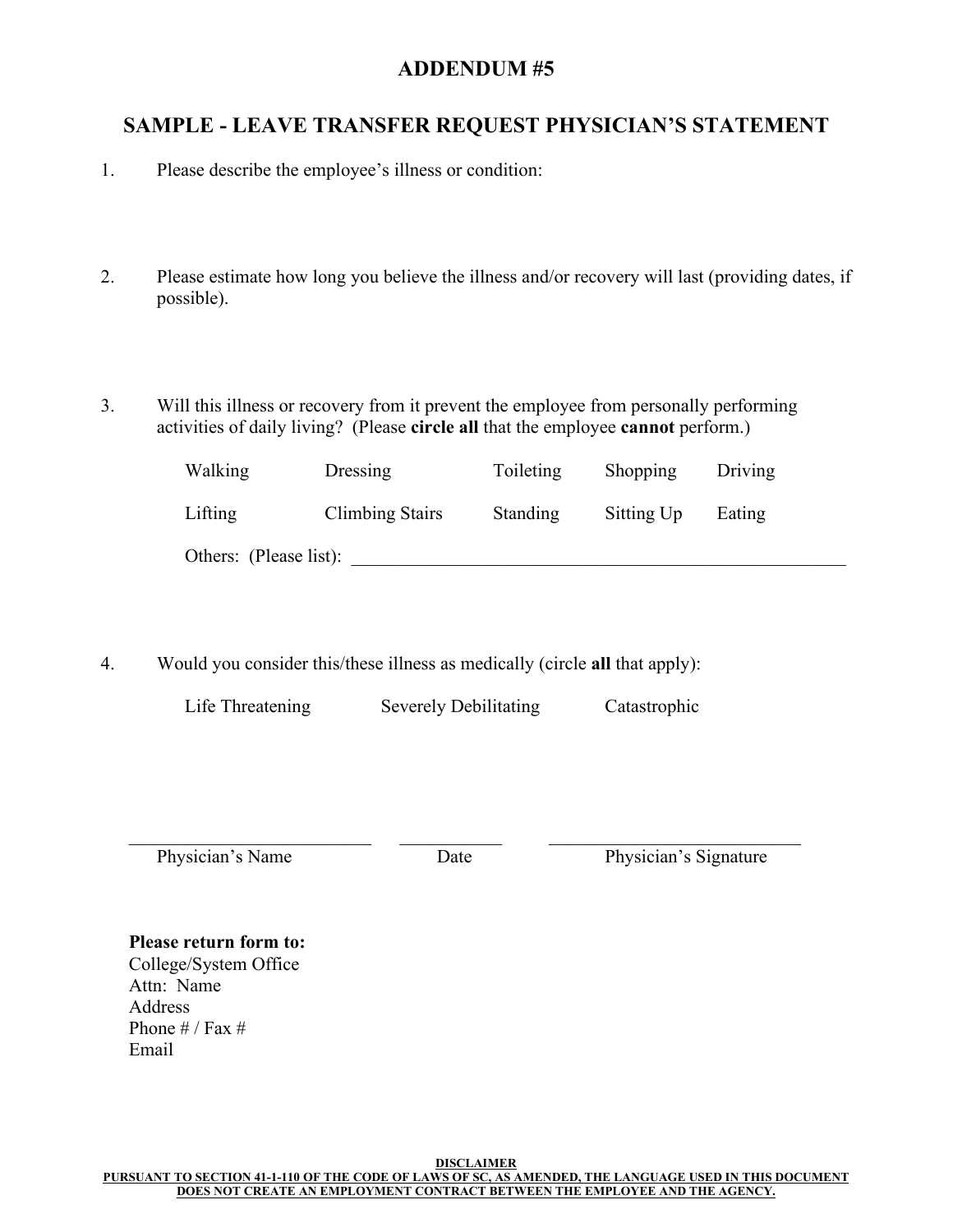# ADDENDUM #5

## SAMPLE - LEAVE TRANSFER REQUEST PHYSICIAN'S STATEMENT

1. Please describe the employee's illness or condition:

2. Please estimate how long you believe the illness and/or recovery will last (providing dates, if possible).

3. Will this illness or recovery from it prevent the employee from personally performing activities of daily living? (Please **circle all** that the employee **cannot** perform.)

| | | | | |
|---|---|---|---|---|
| Walking | Dressing | Toileting | Shopping | Driving |
| Lifting | Climbing Stairs | Standing | Sitting Up | Eating |

   Others: (Please list): ____________________________________________________________

4. Would you consider this/these illness as medically (circle **all** that apply):

   Life Threatening    Severely Debilitating    Catastrophic

___________________________    ____________    ______________________________
Physician's Name    Date    Physician's Signature

**Please return form to:**
College/System Office
Attn: Name
Address
Phone # / Fax #
Email

**DISCLAIMER**
**PURSUANT TO SECTION 41-1-110 OF THE CODE OF LAWS OF SC, AS AMENDED, THE LANGUAGE USED IN THIS DOCUMENT DOES NOT CREATE AN EMPLOYMENT CONTRACT BETWEEN THE EMPLOYEE AND THE AGENCY.**